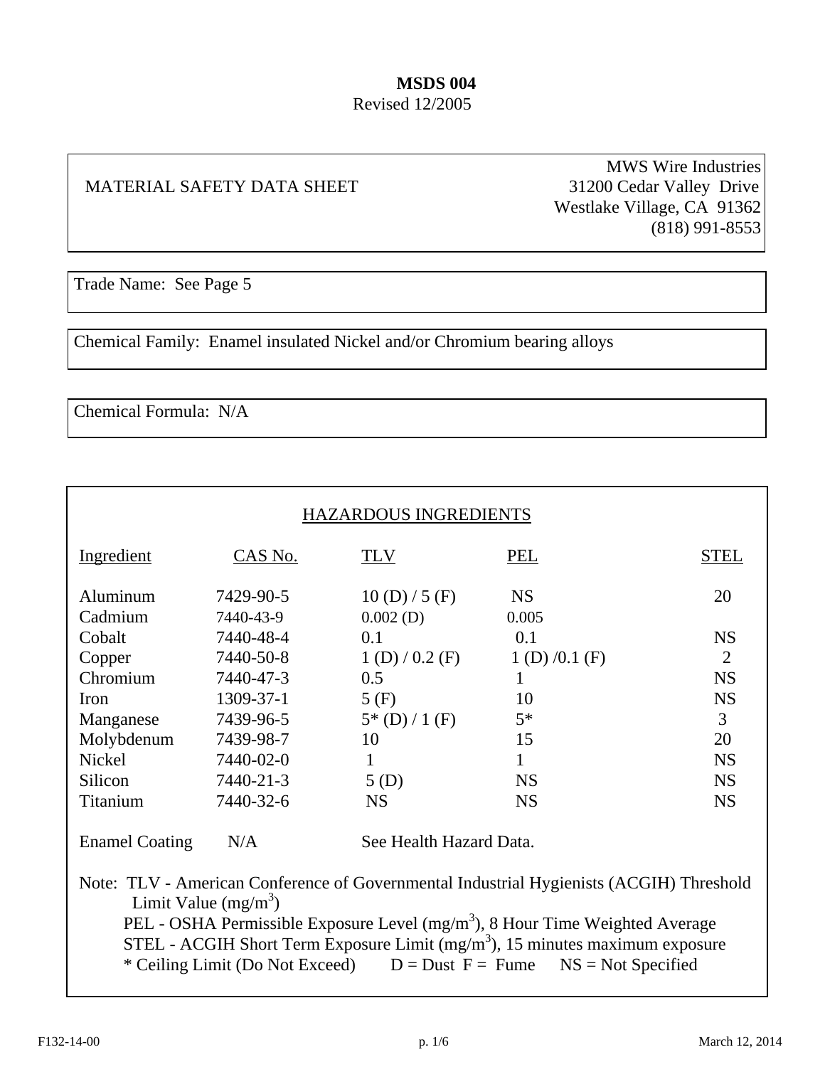**MSDS 004**

Revised 12/2005

MATERIAL SAFETY DATA SHEET

MWS Wire Industries
31200 Cedar Valley Drive
Westlake Village, CA 91362
(818) 991-8553

Trade Name: See Page 5

Chemical Family: Enamel insulated Nickel and/or Chromium bearing alloys

Chemical Formula: N/A

## HAZARDOUS INGREDIENTS

| Ingredient | CAS No. | TLV | PEL | STEL |
|---|---|---|---|---|
| Aluminum | 7429-90-5 | 10 (D) / 5 (F) | NS | 20 |
| Cadmium | 7440-43-9 | 0.002 (D) | 0.005 | |
| Cobalt | 7440-48-4 | 0.1 | 0.1 | NS |
| Copper | 7440-50-8 | 1 (D) / 0.2 (F) | 1 (D) /0.1 (F) | 2 |
| Chromium | 7440-47-3 | 0.5 | 1 | NS |
| Iron | 1309-37-1 | 5 (F) | 10 | NS |
| Manganese | 7439-96-5 | 5* (D) / 1 (F) | 5* | 3 |
| Molybdenum | 7439-98-7 | 10 | 15 | 20 |
| Nickel | 7440-02-0 | 1 | 1 | NS |
| Silicon | 7440-21-3 | 5 (D) | NS | NS |
| Titanium | 7440-32-6 | NS | NS | NS |
| Enamel Coating | N/A | See Health Hazard Data. | | |

Note: TLV - American Conference of Governmental Industrial Hygienists (ACGIH) Threshold Limit Value ($mg/m^3$)
PEL - OSHA Permissible Exposure Level ($mg/m^3$), 8 Hour Time Weighted Average
STEL - ACGIH Short Term Exposure Limit ($mg/m^3$), 15 minutes maximum exposure
* Ceiling Limit (Do Not Exceed) D = Dust F = Fume NS = Not Specified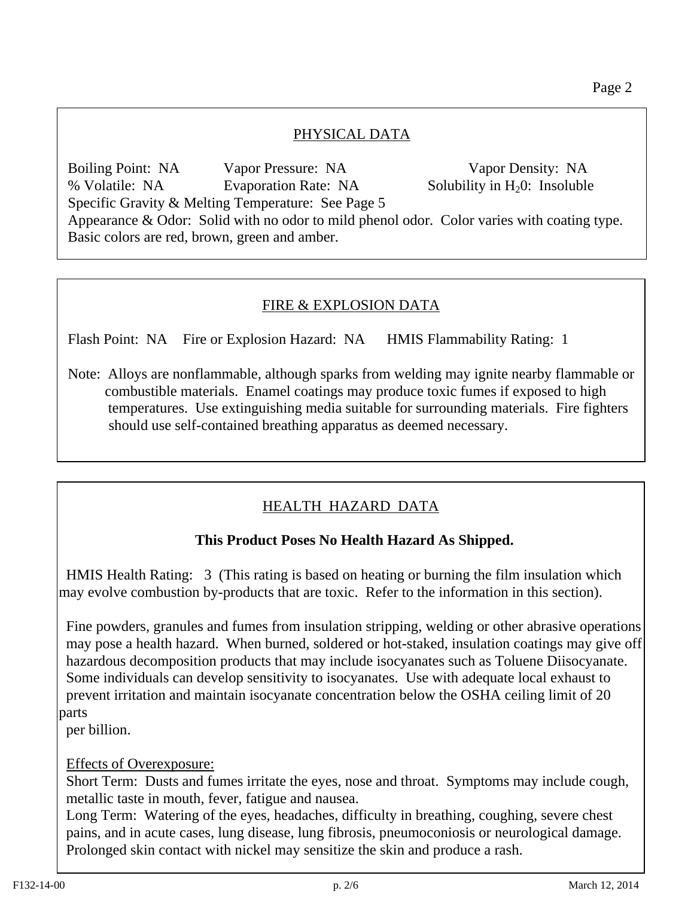## PHYSICAL DATA

Boiling Point: NA    Vapor Pressure: NA    Vapor Density: NA
% Volatile: NA    Evaporation Rate: NA    Solubility in $H_20$: Insoluble
Specific Gravity & Melting Temperature: See Page 5
Appearance & Odor: Solid with no odor to mild phenol odor. Color varies with coating type. Basic colors are red, brown, green and amber.

## FIRE & EXPLOSION DATA

Flash Point: NA    Fire or Explosion Hazard: NA    HMIS Flammability Rating: 1

Note: Alloys are nonflammable, although sparks from welding may ignite nearby flammable or combustible materials. Enamel coatings may produce toxic fumes if exposed to high temperatures. Use extinguishing media suitable for surrounding materials. Fire fighters should use self-contained breathing apparatus as deemed necessary.

## HEALTH HAZARD DATA

**This Product Poses No Health Hazard As Shipped.**

HMIS Health Rating: 3 (This rating is based on heating or burning the film insulation which may evolve combustion by-products that are toxic. Refer to the information in this section).

Fine powders, granules and fumes from insulation stripping, welding or other abrasive operations may pose a health hazard. When burned, soldered or hot-staked, insulation coatings may give off hazardous decomposition products that may include isocyanates such as Toluene Diisocyanate. Some individuals can develop sensitivity to isocyanates. Use with adequate local exhaust to prevent irritation and maintain isocyanate concentration below the OSHA ceiling limit of 20 parts per billion.

Effects of Overexposure:
Short Term: Dusts and fumes irritate the eyes, nose and throat. Symptoms may include cough, metallic taste in mouth, fever, fatigue and nausea.
Long Term: Watering of the eyes, headaches, difficulty in breathing, coughing, severe chest pains, and in acute cases, lung disease, lung fibrosis, pneumoconiosis or neurological damage. Prolonged skin contact with nickel may sensitize the skin and produce a rash.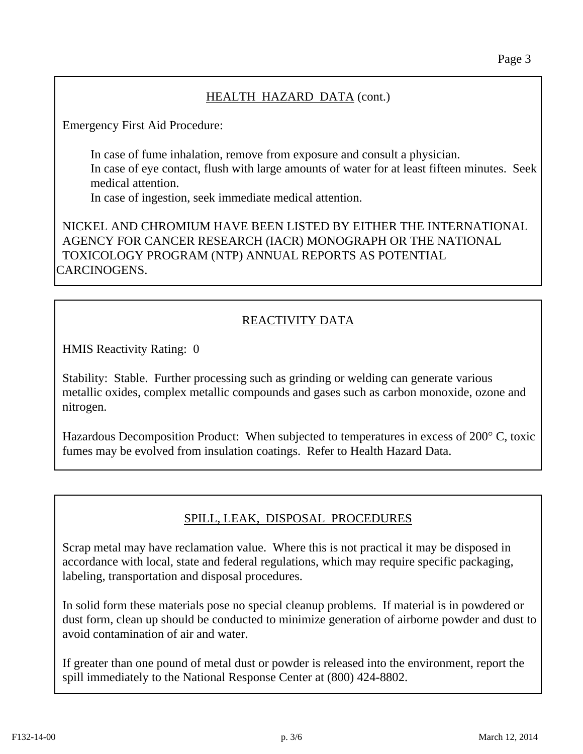## HEALTH HAZARD DATA (cont.)

Emergency First Aid Procedure:

In case of fume inhalation, remove from exposure and consult a physician.
In case of eye contact, flush with large amounts of water for at least fifteen minutes. Seek medical attention.
In case of ingestion, seek immediate medical attention.

NICKEL AND CHROMIUM HAVE BEEN LISTED BY EITHER THE INTERNATIONAL AGENCY FOR CANCER RESEARCH (IACR) MONOGRAPH OR THE NATIONAL TOXICOLOGY PROGRAM (NTP) ANNUAL REPORTS AS POTENTIAL CARCINOGENS.

## REACTIVITY DATA

HMIS Reactivity Rating: 0

Stability: Stable. Further processing such as grinding or welding can generate various metallic oxides, complex metallic compounds and gases such as carbon monoxide, ozone and nitrogen.

Hazardous Decomposition Product: When subjected to temperatures in excess of 200° C, toxic fumes may be evolved from insulation coatings. Refer to Health Hazard Data.

## SPILL, LEAK, DISPOSAL PROCEDURES

Scrap metal may have reclamation value. Where this is not practical it may be disposed in accordance with local, state and federal regulations, which may require specific packaging, labeling, transportation and disposal procedures.

In solid form these materials pose no special cleanup problems. If material is in powdered or dust form, clean up should be conducted to minimize generation of airborne powder and dust to avoid contamination of air and water.

If greater than one pound of metal dust or powder is released into the environment, report the spill immediately to the National Response Center at (800) 424-8802.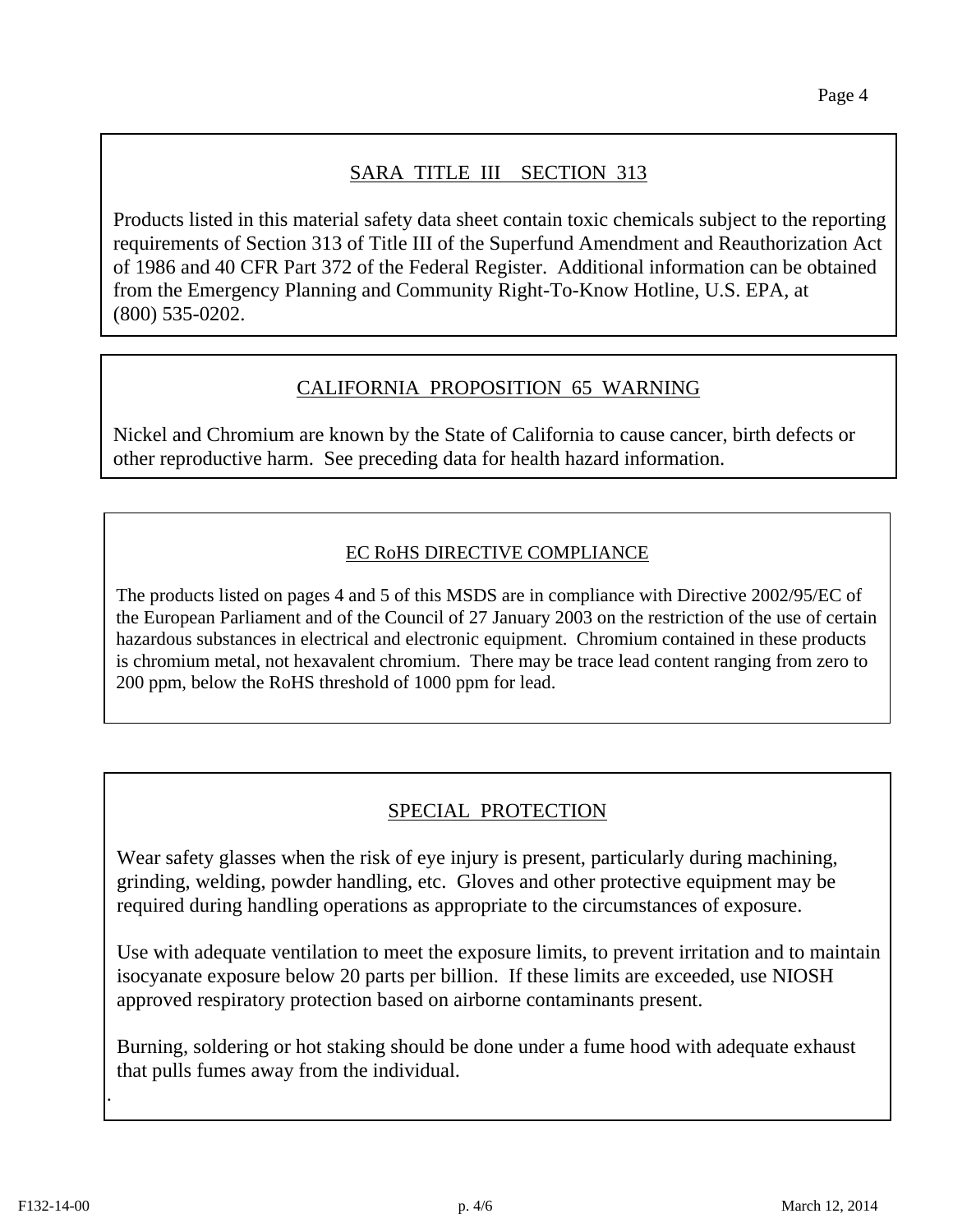## SARA TITLE III SECTION 313

Products listed in this material safety data sheet contain toxic chemicals subject to the reporting requirements of Section 313 of Title III of the Superfund Amendment and Reauthorization Act of 1986 and 40 CFR Part 372 of the Federal Register. Additional information can be obtained from the Emergency Planning and Community Right-To-Know Hotline, U.S. EPA, at (800) 535-0202.

## CALIFORNIA PROPOSITION 65 WARNING

Nickel and Chromium are known by the State of California to cause cancer, birth defects or other reproductive harm. See preceding data for health hazard information.

## EC RoHS DIRECTIVE COMPLIANCE

The products listed on pages 4 and 5 of this MSDS are in compliance with Directive 2002/95/EC of the European Parliament and of the Council of 27 January 2003 on the restriction of the use of certain hazardous substances in electrical and electronic equipment. Chromium contained in these products is chromium metal, not hexavalent chromium. There may be trace lead content ranging from zero to 200 ppm, below the RoHS threshold of 1000 ppm for lead.

## SPECIAL PROTECTION

Wear safety glasses when the risk of eye injury is present, particularly during machining, grinding, welding, powder handling, etc. Gloves and other protective equipment may be required during handling operations as appropriate to the circumstances of exposure.

Use with adequate ventilation to meet the exposure limits, to prevent irritation and to maintain isocyanate exposure below 20 parts per billion. If these limits are exceeded, use NIOSH approved respiratory protection based on airborne contaminants present.

Burning, soldering or hot staking should be done under a fume hood with adequate exhaust that pulls fumes away from the individual.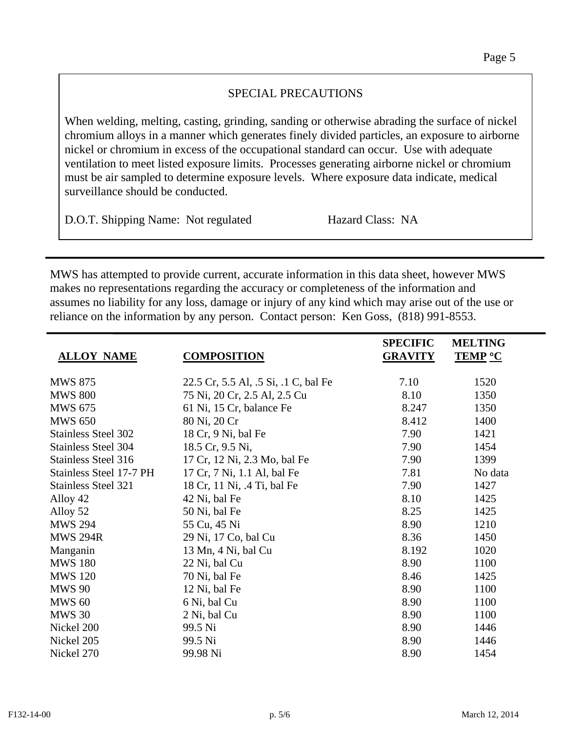## SPECIAL PRECAUTIONS

When welding, melting, casting, grinding, sanding or otherwise abrading the surface of nickel chromium alloys in a manner which generates finely divided particles, an exposure to airborne nickel or chromium in excess of the occupational standard can occur. Use with adequate ventilation to meet listed exposure limits. Processes generating airborne nickel or chromium must be air sampled to determine exposure levels. Where exposure data indicate, medical surveillance should be conducted.

D.O.T. Shipping Name: Not regulated        Hazard Class: NA

---

MWS has attempted to provide current, accurate information in this data sheet, however MWS makes no representations regarding the accuracy or completeness of the information and assumes no liability for any loss, damage or injury of any kind which may arise out of the use or reliance on the information by any person. Contact person: Ken Goss, (818) 991-8553.

---

| ALLOY NAME | COMPOSITION | SPECIFIC GRAVITY | MELTING TEMP °C |
|---|---|---|---|
| MWS 875 | 22.5 Cr, 5.5 Al, .5 Si, .1 C, bal Fe | 7.10 | 1520 |
| MWS 800 | 75 Ni, 20 Cr, 2.5 Al, 2.5 Cu | 8.10 | 1350 |
| MWS 675 | 61 Ni, 15 Cr, balance Fe | 8.247 | 1350 |
| MWS 650 | 80 Ni, 20 Cr | 8.412 | 1400 |
| Stainless Steel 302 | 18 Cr, 9 Ni, bal Fe | 7.90 | 1421 |
| Stainless Steel 304 | 18.5 Cr, 9.5 Ni, | 7.90 | 1454 |
| Stainless Steel 316 | 17 Cr, 12 Ni, 2.3 Mo, bal Fe | 7.90 | 1399 |
| Stainless Steel 17-7 PH | 17 Cr, 7 Ni, 1.1 Al, bal Fe | 7.81 | No data |
| Stainless Steel 321 | 18 Cr, 11 Ni, .4 Ti, bal Fe | 7.90 | 1427 |
| Alloy 42 | 42 Ni, bal Fe | 8.10 | 1425 |
| Alloy 52 | 50 Ni, bal Fe | 8.25 | 1425 |
| MWS 294 | 55 Cu, 45 Ni | 8.90 | 1210 |
| MWS 294R | 29 Ni, 17 Co, bal Cu | 8.36 | 1450 |
| Manganin | 13 Mn, 4 Ni, bal Cu | 8.192 | 1020 |
| MWS 180 | 22 Ni, bal Cu | 8.90 | 1100 |
| MWS 120 | 70 Ni, bal Fe | 8.46 | 1425 |
| MWS 90 | 12 Ni, bal Fe | 8.90 | 1100 |
| MWS 60 | 6 Ni, bal Cu | 8.90 | 1100 |
| MWS 30 | 2 Ni, bal Cu | 8.90 | 1100 |
| Nickel 200 | 99.5 Ni | 8.90 | 1446 |
| Nickel 205 | 99.5 Ni | 8.90 | 1446 |
| Nickel 270 | 99.98 Ni | 8.90 | 1454 |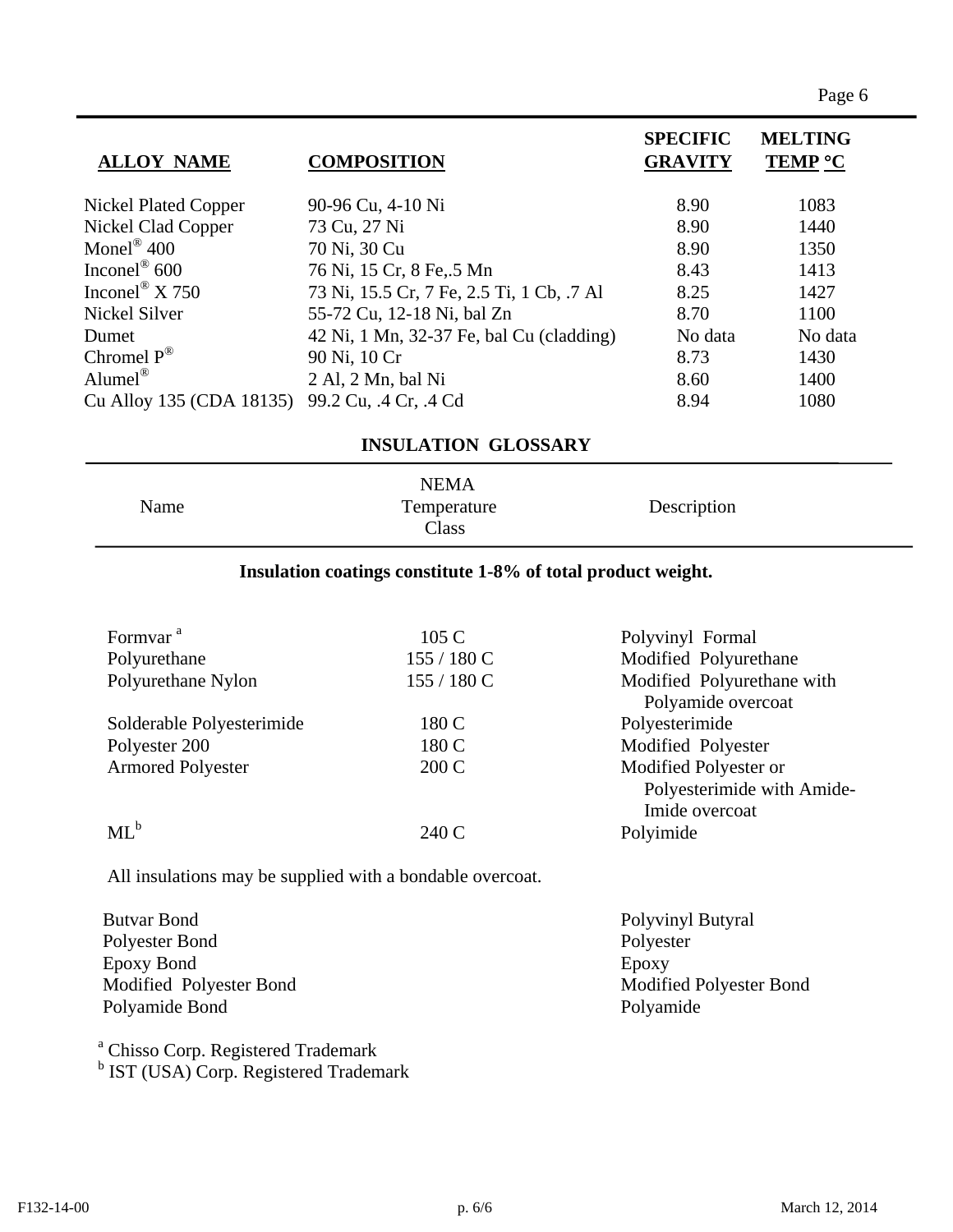| ALLOY NAME | COMPOSITION | SPECIFIC GRAVITY | MELTING TEMP °C |
|---|---|---|---|
| Nickel Plated Copper | 90-96 Cu, 4-10 Ni | 8.90 | 1083 |
| Nickel Clad Copper | 73 Cu, 27 Ni | 8.90 | 1440 |
| Monel® 400 | 70 Ni, 30 Cu | 8.90 | 1350 |
| Inconel® 600 | 76 Ni, 15 Cr, 8 Fe,.5 Mn | 8.43 | 1413 |
| Inconel® X 750 | 73 Ni, 15.5 Cr, 7 Fe, 2.5 Ti, 1 Cb, .7 Al | 8.25 | 1427 |
| Nickel Silver | 55-72 Cu, 12-18 Ni, bal Zn | 8.70 | 1100 |
| Dumet | 42 Ni, 1 Mn, 32-37 Fe, bal Cu (cladding) | No data | No data |
| Chromel P® | 90 Ni, 10 Cr | 8.73 | 1430 |
| Alumel® | 2 Al, 2 Mn, bal Ni | 8.60 | 1400 |
| Cu Alloy 135 (CDA 18135) | 99.2 Cu, .4 Cr, .4 Cd | 8.94 | 1080 |

## INSULATION GLOSSARY

**Insulation coatings constitute 1-8% of total product weight.**

| Name | NEMA Temperature Class | Description |
|---|---|---|
| Formvar [a] | 105 C | Polyvinyl Formal |
| Polyurethane | 155 / 180 C | Modified Polyurethane |
| Polyurethane Nylon | 155 / 180 C | Modified Polyurethane with Polyamide overcoat |
| Solderable Polyesterimide | 180 C | Polyesterimide |
| Polyester 200 | 180 C | Modified Polyester |
| Armored Polyester | 200 C | Modified Polyester or Polyesterimide with Amide-Imide overcoat |
| ML [b] | 240 C | Polyimide |

All insulations may be supplied with a bondable overcoat.

| | |
|---|---|
| Butvar Bond | Polyvinyl Butyral |
| Polyester Bond | Polyester |
| Epoxy Bond | Epoxy |
| Modified Polyester Bond | Modified Polyester Bond |
| Polyamide Bond | Polyamide |

[a] Chisso Corp. Registered Trademark
[b] IST (USA) Corp. Registered Trademark